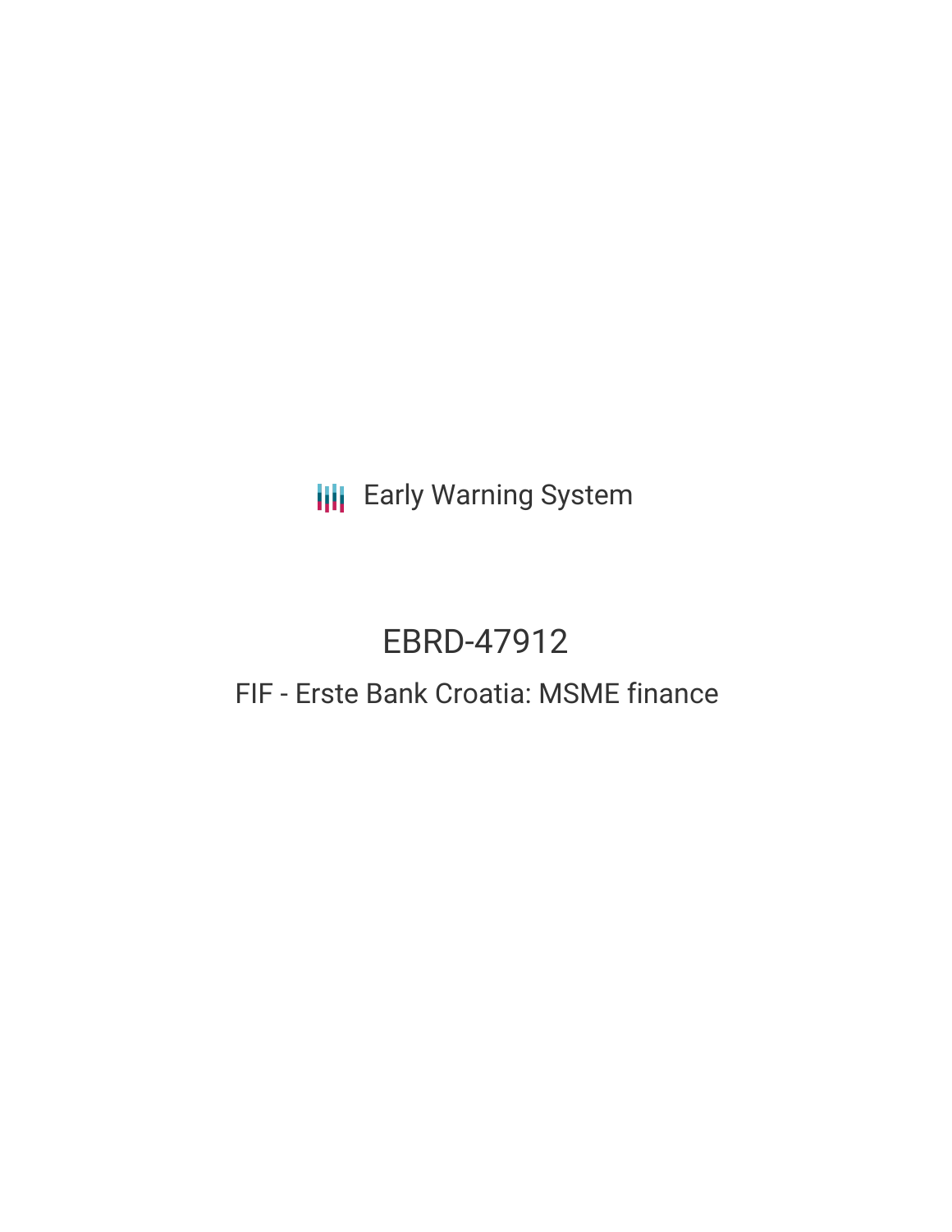Early Warning System

# EBRD-47912

## FIF - Erste Bank Croatia: MSME finance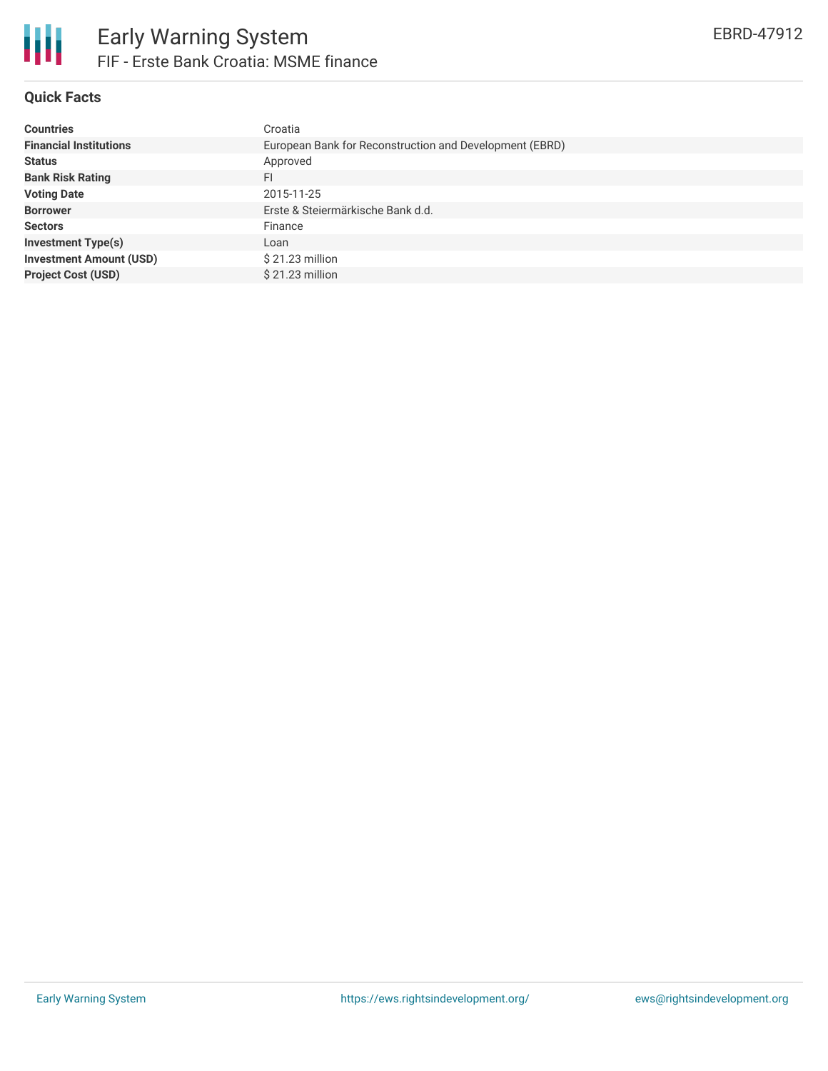# Early Warning System

## FIF - Erste Bank Croatia: MSME finance

EBRD-47912

### Quick Facts

| | |
|---|---|
| **Countries** | Croatia |
| **Financial Institutions** | European Bank for Reconstruction and Development (EBRD) |
| **Status** | Approved |
| **Bank Risk Rating** | FI |
| **Voting Date** | 2015-11-25 |
| **Borrower** | Erste & Steiermärkische Bank d.d. |
| **Sectors** | Finance |
| **Investment Type(s)** | Loan |
| **Investment Amount (USD)** | $ 21.23 million |
| **Project Cost (USD)** | $ 21.23 million |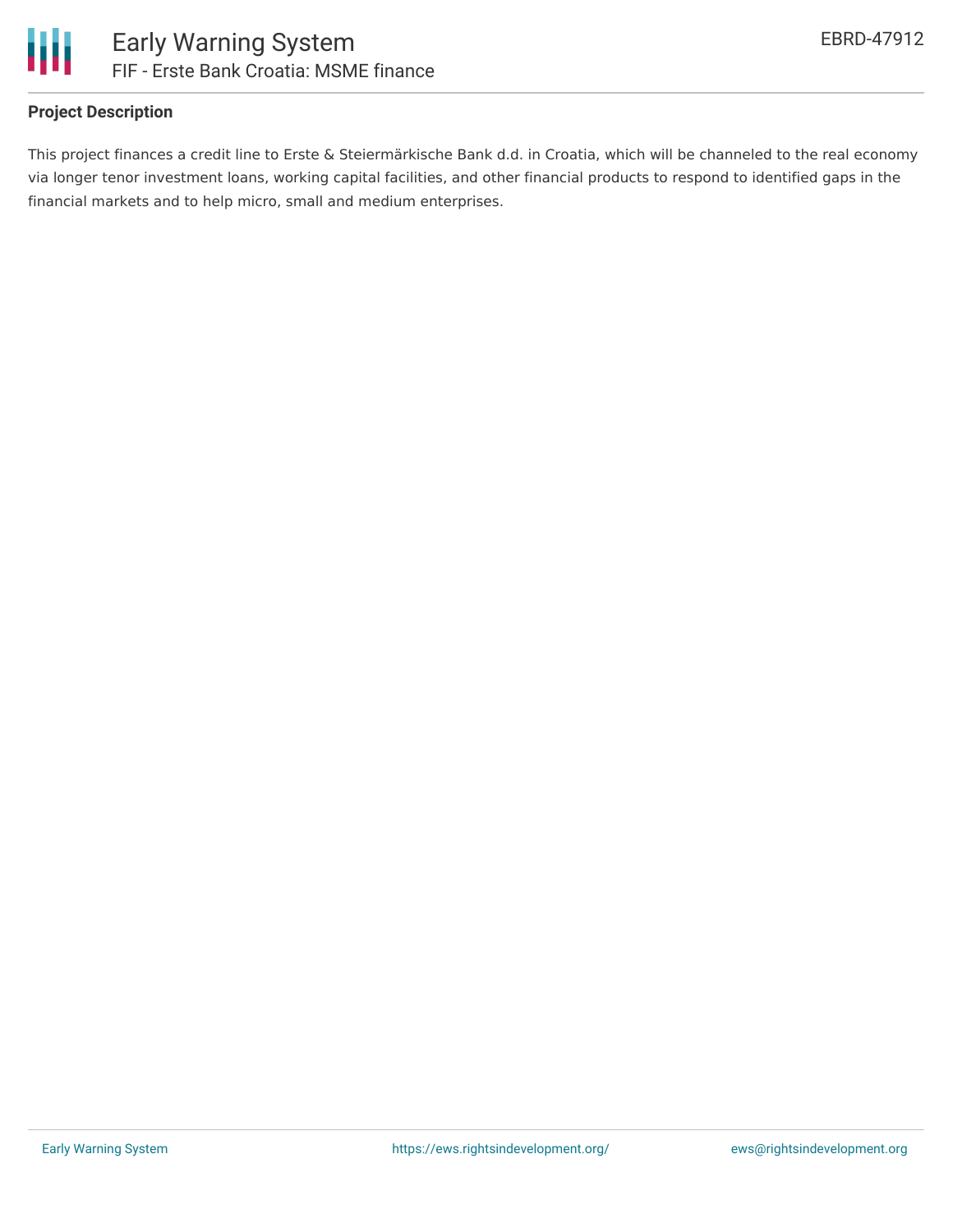## Project Description

This project finances a credit line to Erste & Steiermärkische Bank d.d. in Croatia, which will be channeled to the real economy via longer tenor investment loans, working capital facilities, and other financial products to respond to identified gaps in the financial markets and to help micro, small and medium enterprises.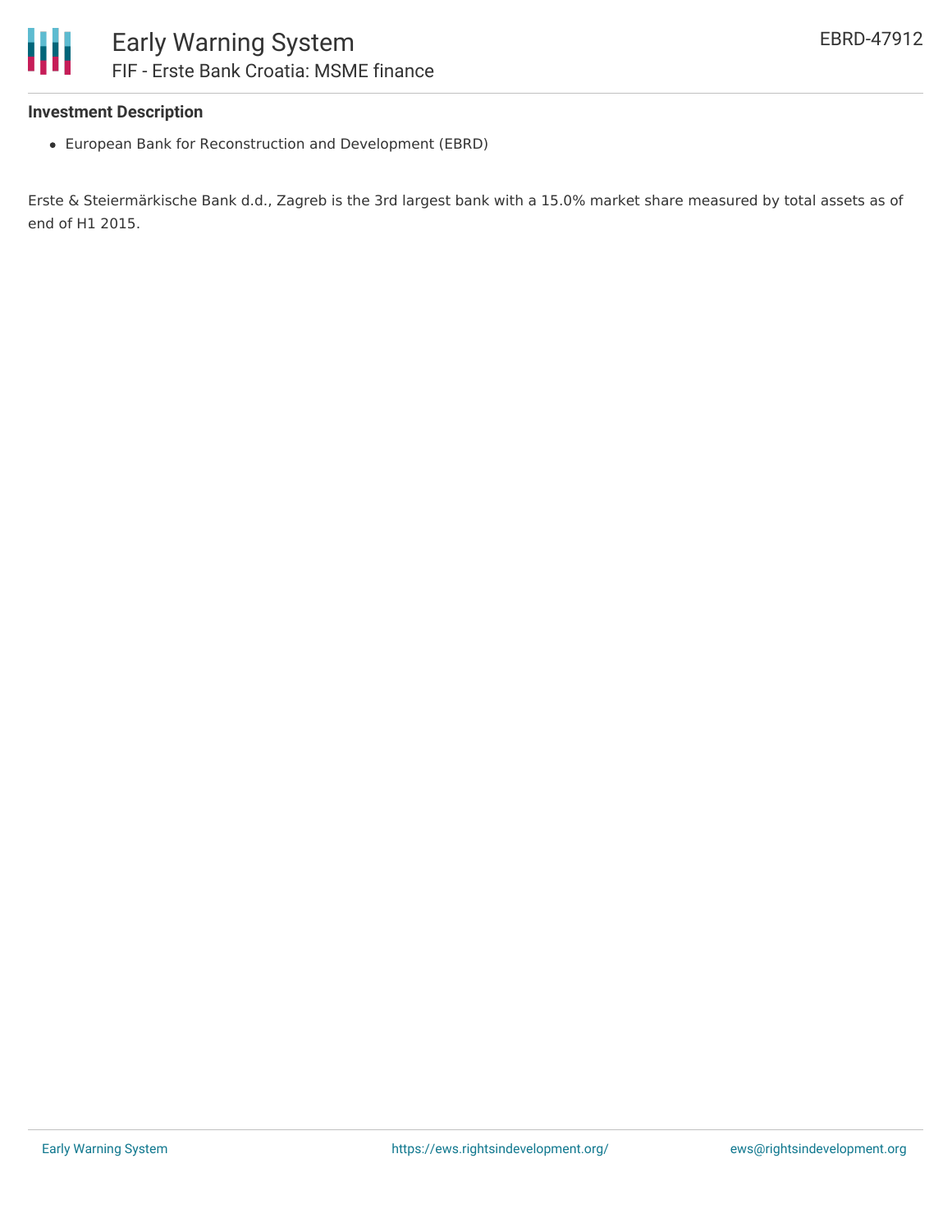### Investment Description

- European Bank for Reconstruction and Development (EBRD)

Erste & Steiermärkische Bank d.d., Zagreb is the 3rd largest bank with a 15.0% market share measured by total assets as of end of H1 2015.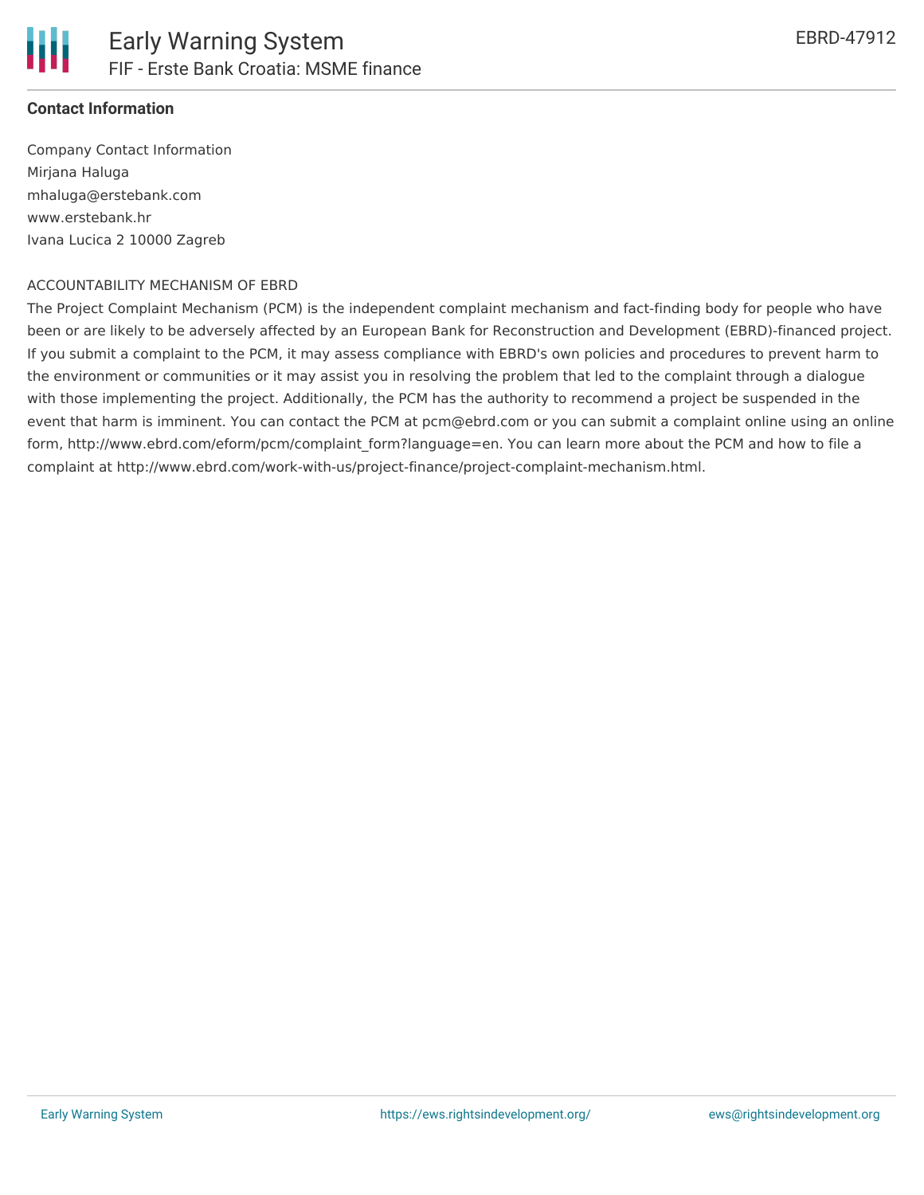## Contact Information

Company Contact Information
Mirjana Haluga
mhaluga@erstebank.com
www.erstebank.hr
Ivana Lucica 2 10000 Zagreb

ACCOUNTABILITY MECHANISM OF EBRD

The Project Complaint Mechanism (PCM) is the independent complaint mechanism and fact-finding body for people who have been or are likely to be adversely affected by an European Bank for Reconstruction and Development (EBRD)-financed project. If you submit a complaint to the PCM, it may assess compliance with EBRD's own policies and procedures to prevent harm to the environment or communities or it may assist you in resolving the problem that led to the complaint through a dialogue with those implementing the project. Additionally, the PCM has the authority to recommend a project be suspended in the event that harm is imminent. You can contact the PCM at pcm@ebrd.com or you can submit a complaint online using an online form, http://www.ebrd.com/eform/pcm/complaint_form?language=en. You can learn more about the PCM and how to file a complaint at http://www.ebrd.com/work-with-us/project-finance/project-complaint-mechanism.html.